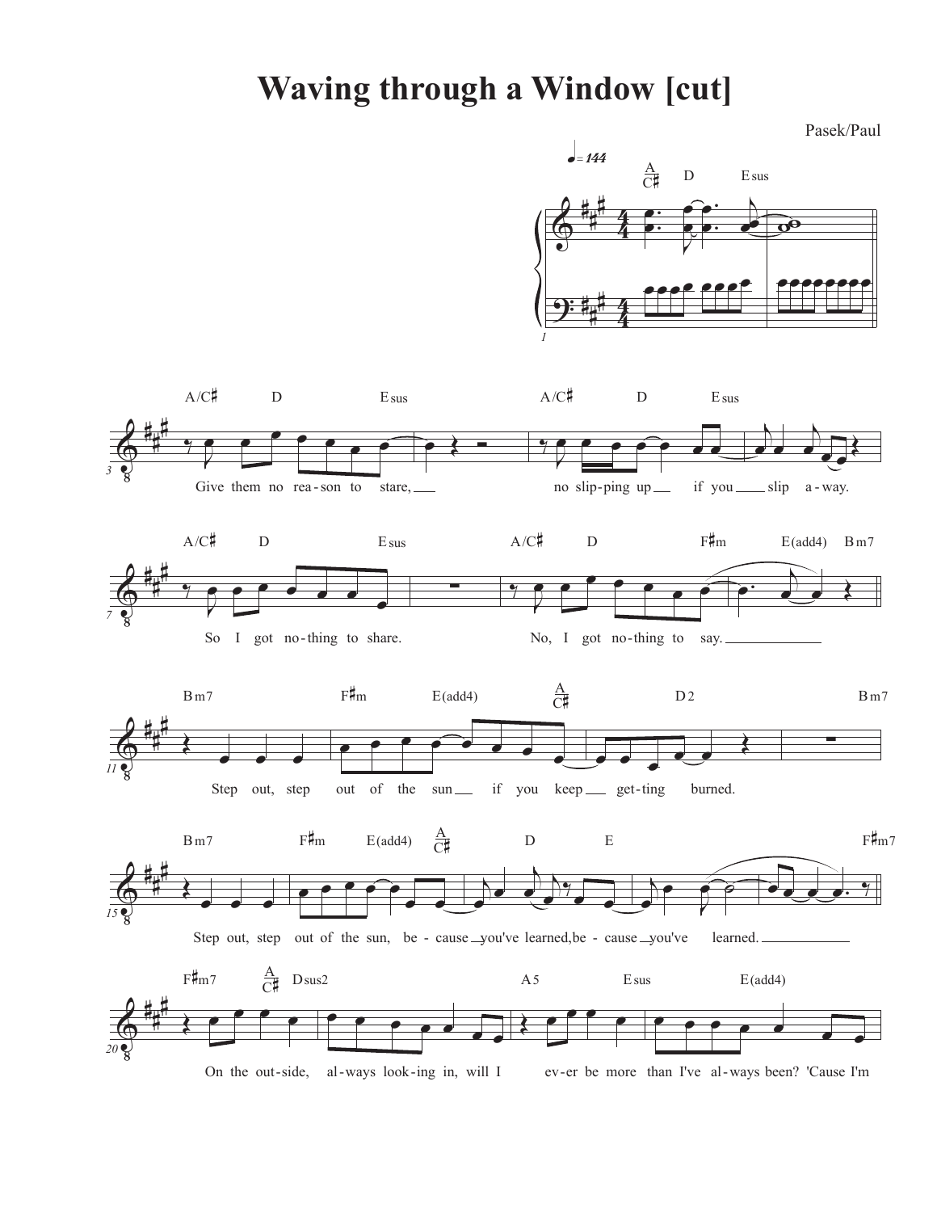# Waving through a Window [cut]

Pasek/Paul

♩ = 144

A/C♯ D Esus

Give them no rea-son to stare,

A/C♯ D Esus

no slip-ping up if you slip a-way.

A/C♯ D Esus

So I got no-thing to share.

A/C♯ D F♯m E(add4) Bm7

No, I got no-thing to say.

Bm7 F♯m E(add4) A/C♯ D2 Bm7

Step out, step out of the sun if you keep get-ting burned.

Bm7 F♯m E(add4) A/C♯ D E F♯m7

Step out, step out of the sun, be-cause you've learned, be-cause you've learned.

F♯m7 A/C♯ Dsus2 A5 Esus E(add4)

On the out-side, al-ways look-ing in, will I ev-er be more than I've al-ways been? 'Cause I'm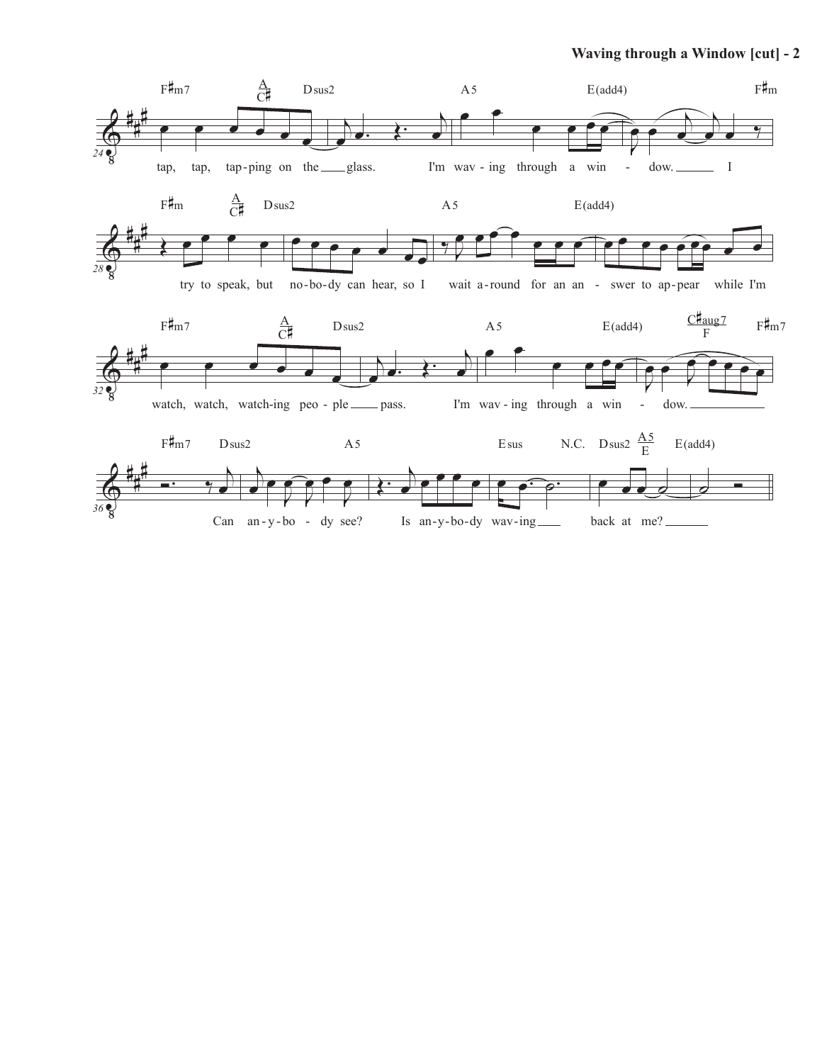Waving through a Window [cut] - 2

F♯m7 A/C♯ Dsus2 A5 E(add4) F♯m

tap, tap, tap-ping on the glass. I'm wav-ing through a win - dow. I

F♯m A/C♯ Dsus2 A5 E(add4)

try to speak, but no-bo-dy can hear, so I wait a-round for an an - swer to ap-pear while I'm

F♯m7 A/C♯ Dsus2 A5 E(add4) C♯aug7/F F♯m7

watch, watch, watch-ing peo-ple pass. I'm wav-ing through a win - dow.

F♯m7 Dsus2 A5 Esus N.C. Dsus2 A5/E E(add4)

Can an-y-bo - dy see? Is an-y-bo-dy wav-ing back at me?